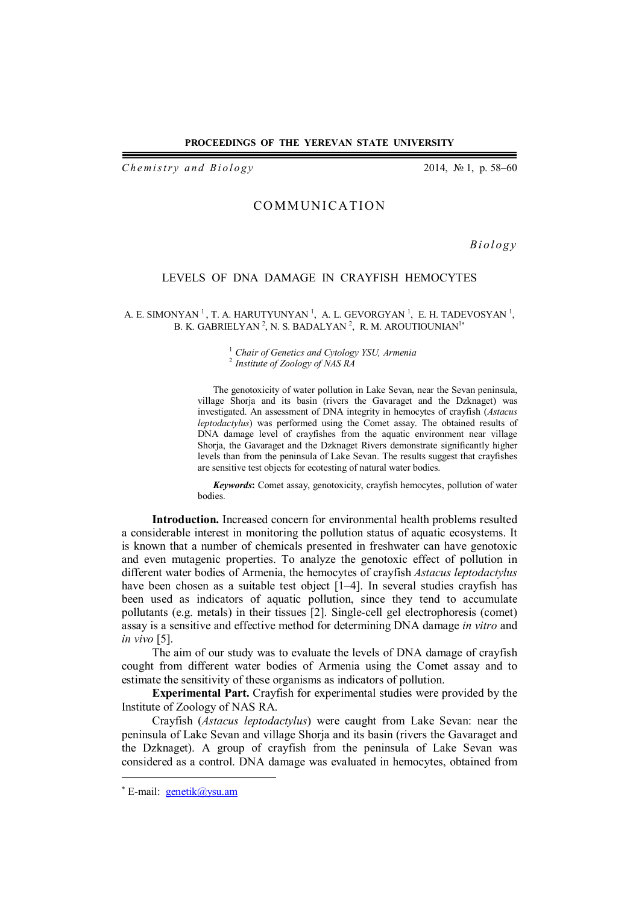COMMUNICATION

*Biology*

# LEVELS OF DNA DAMAGE IN CRAYFISH HEMOCYTES

A. E. SIMONYAN [1], T. A. HARUTYUNYAN [1], A. L. GEVORGYAN [1], E. H. TADEVOSYAN [1], B. K. GABRIELYAN [2], N. S. BADALYAN [2], R. M. AROUTIOUNIAN [1*]

[1] *Chair of Genetics and Cytology YSU, Armenia*
[2] *Institute of Zoology of NAS RA*

The genotoxicity of water pollution in Lake Sevan, near the Sevan peninsula, village Shorja and its basin (rivers the Gavaraget and the Dzknaget) was investigated. An assessment of DNA integrity in hemocytes of crayfish (*Astacus leptodactylus*) was performed using the Comet assay. The obtained results of DNA damage level of crayfishes from the aquatic environment near village Shorja, the Gavaraget and the Dzknaget Rivers demonstrate significantly higher levels than from the peninsula of Lake Sevan. The results suggest that crayfishes are sensitive test objects for ecotesting of natural water bodies.

***Keywords*:** Comet assay, genotoxicity, crayfish hemocytes, pollution of water bodies.

**Introduction.** Increased concern for environmental health problems resulted a considerable interest in monitoring the pollution status of aquatic ecosystems. It is known that a number of chemicals presented in freshwater can have genotoxic and even mutagenic properties. To analyze the genotoxic effect of pollution in different water bodies of Armenia, the hemocytes of crayfish *Astacus leptodactylus* have been chosen as a suitable test object [1–4]. In several studies crayfish has been used as indicators of aquatic pollution, since they tend to accumulate pollutants (e.g. metals) in their tissues [2]. Single-cell gel electrophoresis (comet) assay is a sensitive and effective method for determining DNA damage *in vitro* and *in vivo* [5].

The aim of our study was to evaluate the levels of DNA damage of crayfish cought from different water bodies of Armenia using the Comet assay and to estimate the sensitivity of these organisms as indicators of pollution.

**Experimental Part.** Crayfish for experimental studies were provided by the Institute of Zoology of NAS RA.

Crayfish (*Astacus leptodactylus*) were caught from Lake Sevan: near the peninsula of Lake Sevan and village Shorja and its basin (rivers the Gavaraget and the Dzknaget). A group of crayfish from the peninsula of Lake Sevan was considered as a control. DNA damage was evaluated in hemocytes, obtained from

[*] E-mail: genetik@ysu.am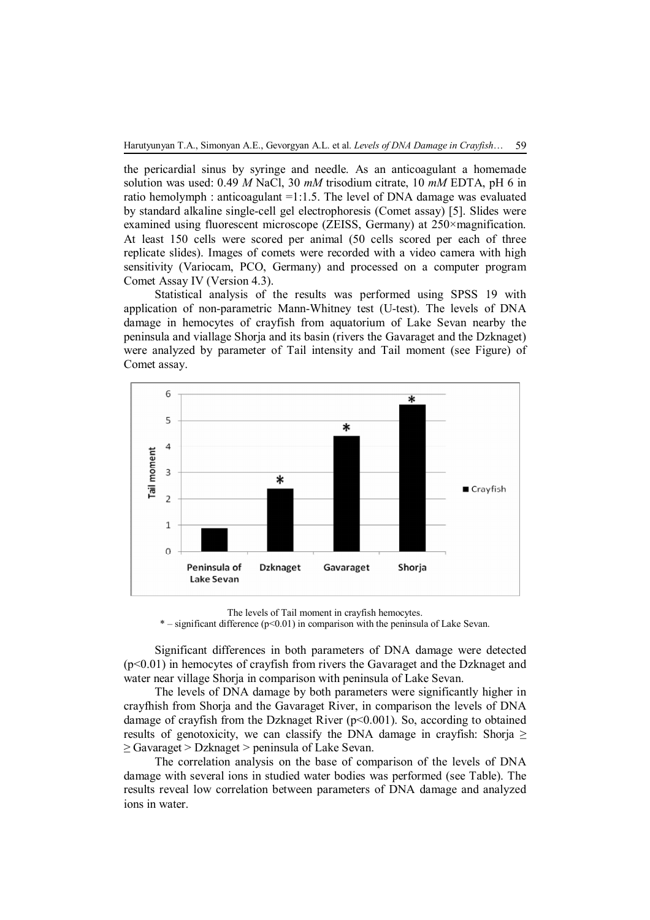the pericardial sinus by syringe and needle. As an anticoagulant a homemade solution was used: 0.49 *M* NaCl, 30 *mM* trisodium citrate, 10 *mM* EDTA, pH 6 in ratio hemolymph : anticoagulant =1:1.5. The level of DNA damage was evaluated by standard alkaline single-cell gel electrophoresis (Comet assay) [5]. Slides were examined using fluorescent microscope (ZEISS, Germany) at 250×magnification. At least 150 cells were scored per animal (50 cells scored per each of three replicate slides). Images of comets were recorded with a video camera with high sensitivity (Variocam, PCO, Germany) and processed on a computer program Comet Assay IV (Version 4.3).

Statistical analysis of the results was performed using SPSS 19 with application of non-parametric Mann-Whitney test (U-test). The levels of DNA damage in hemocytes of crayfish from aquatorium of Lake Sevan nearby the peninsula and viallage Shorja and its basin (rivers the Gavaraget and the Dzknaget) were analyzed by parameter of Tail intensity and Tail moment (see Figure) of Comet assay.

The levels of Tail moment in crayfish hemocytes.
* – significant difference ($p<0.01$) in comparison with the peninsula of Lake Sevan.

Significant differences in both parameters of DNA damage were detected ($p<0.01$) in hemocytes of crayfish from rivers the Gavaraget and the Dzknaget and water near village Shorja in comparison with peninsula of Lake Sevan.

The levels of DNA damage by both parameters were significantly higher in crayfhish from Shorja and the Gavaraget River, in comparison the levels of DNA damage of crayfish from the Dzknaget River ($p<0.001$). So, according to obtained results of genotoxicity, we can classify the DNA damage in crayfish: Shorja ≥ ≥ Gavaraget > Dzknaget > peninsula of Lake Sevan.

The correlation analysis on the base of comparison of the levels of DNA damage with several ions in studied water bodies was performed (see Table). The results reveal low correlation between parameters of DNA damage and analyzed ions in water.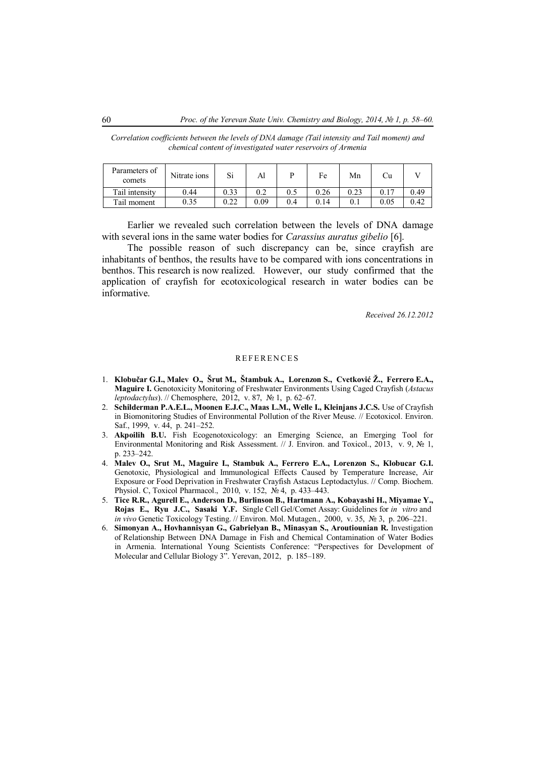*Correlation coefficients between the levels of DNA damage (Tail intensity and Tail moment) and chemical content of investigated water reservoirs of Armenia*

| Parameters of comets | Nitrate ions | Si | Al | P | Fe | Mn | Cu | V |
|---|---|---|---|---|---|---|---|---|
| Tail intensity | 0.44 | 0.33 | 0.2 | 0.5 | 0.26 | 0.23 | 0.17 | 0.49 |
| Tail moment | 0.35 | 0.22 | 0.09 | 0.4 | 0.14 | 0.1 | 0.05 | 0.42 |

Earlier we revealed such correlation between the levels of DNA damage with several ions in the same water bodies for *Carassius auratus gibelio* [6].

The possible reason of such discrepancy can be, since crayfish are inhabitants of benthos, the results have to be compared with ions concentrations in benthos. This research is now realized. However, our study confirmed that the application of crayfish for ecotoxicological research in water bodies can be informative.

*Received 26.12.2012*

## REFERENCES

1. **Klobučar G.I., Malev O., Šrut M., Štambuk A., Lorenzon S., Cvetković Ž., Ferrero E.A., Maguire I.** Genotoxicity Monitoring of Freshwater Environments Using Caged Crayfish (*Astacus leptodactylus*). // Chemosphere, 2012, v. 87, № 1, p. 62–67.
2. **Schilderman P.A.E.L., Moonen E.J.C., Maas L.M., Welle I., Kleinjans J.C.S.** Use of Crayfish in Biomonitoring Studies of Environmental Pollution of the River Meuse. // Ecotoxicol. Environ. Saf., 1999, v. 44, p. 241–252.
3. **Akpoilih B.U.** Fish Ecogenotoxicology: an Emerging Science, an Emerging Tool for Environmental Monitoring and Risk Assessment. // J. Environ. and Toxicol., 2013, v. 9, № 1, p. 233–242.
4. **Malev O., Srut M., Maguire I., Stambuk A., Ferrero E.A., Lorenzon S., Klobucar G.I.** Genotoxic, Physiological and Immunological Effects Caused by Temperature Increase, Air Exposure or Food Deprivation in Freshwater Crayfish Astacus Leptodactylus. // Comp. Biochem. Physiol. C, Toxicol Pharmacol., 2010, v. 152, № 4, p. 433–443.
5. **Tice R.R., Agurell E., Anderson D., Burlinson B., Hartmann A., Kobayashi H., Miyamae Y., Rojas E., Ryu J.C., Sasaki Y.F.** Single Cell Gel/Comet Assay: Guidelines for *in vitro* and *in vivo* Genetic Toxicology Testing. // Environ. Mol. Mutagen., 2000, v. 35, № 3, p. 206–221.
6. **Simonyan A., Hovhannisyan G., Gabrielyan B., Minasyan S., Aroutiounian R.** Investigation of Relationship Between DNA Damage in Fish and Chemical Contamination of Water Bodies in Armenia. International Young Scientists Conference: "Perspectives for Development of Molecular and Cellular Biology 3". Yerevan, 2012, p. 185–189.